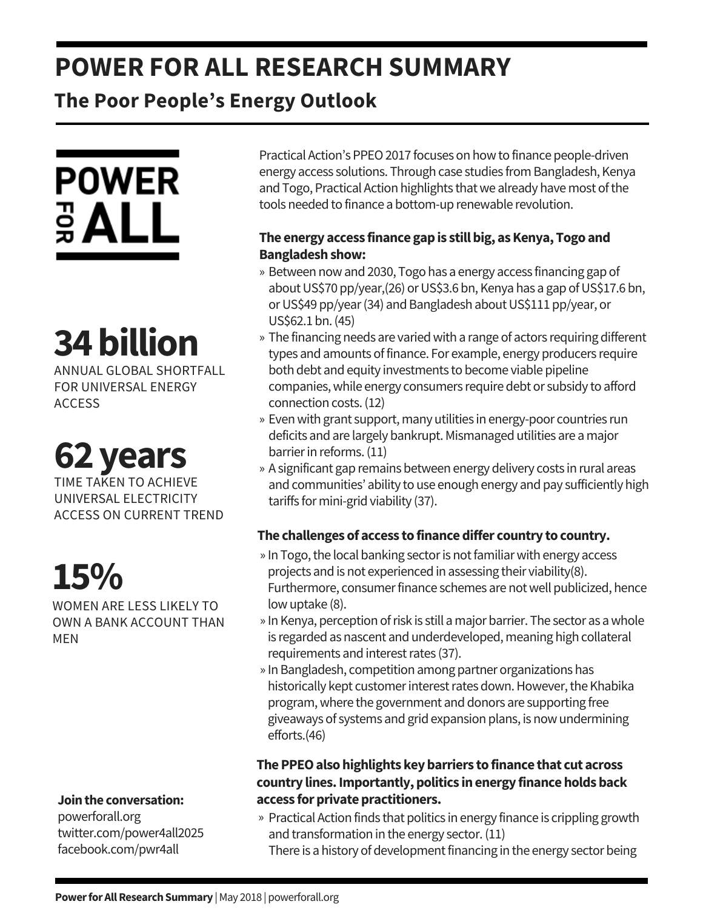# POWER FOR ALL RESEARCH SUMMARY

## The Poor People's Energy Outlook

POWER FOR ALL

**34 billion**
ANNUAL GLOBAL SHORTFALL FOR UNIVERSAL ENERGY ACCESS

**62 years**
TIME TAKEN TO ACHIEVE UNIVERSAL ELECTRICITY ACCESS ON CURRENT TREND

**15%**
WOMEN ARE LESS LIKELY TO OWN A BANK ACCOUNT THAN MEN

**Join the conversation:**
powerforall.org
twitter.com/power4all2025
facebook.com/pwr4all

Practical Action's PPEO 2017 focuses on how to finance people-driven energy access solutions. Through case studies from Bangladesh, Kenya and Togo, Practical Action highlights that we already have most of the tools needed to finance a bottom-up renewable revolution.

**The energy access finance gap is still big, as Kenya, Togo and Bangladesh show:**

- Between now and 2030, Togo has a energy access financing gap of about US$70 pp/year,(26) or US$3.6 bn, Kenya has a gap of US$17.6 bn, or US$49 pp/year (34) and Bangladesh about US$111 pp/year, or US$62.1 bn. (45)
- The financing needs are varied with a range of actors requiring different types and amounts of finance. For example, energy producers require both debt and equity investments to become viable pipeline companies, while energy consumers require debt or subsidy to afford connection costs. (12)
- Even with grant support, many utilities in energy-poor countries run deficits and are largely bankrupt. Mismanaged utilities are a major barrier in reforms. (11)
- A significant gap remains between energy delivery costs in rural areas and communities' ability to use enough energy and pay sufficiently high tariffs for mini-grid viability (37).

**The challenges of access to finance differ country to country.**

- In Togo, the local banking sector is not familiar with energy access projects and is not experienced in assessing their viability(8). Furthermore, consumer finance schemes are not well publicized, hence low uptake (8).
- In Kenya, perception of risk is still a major barrier. The sector as a whole is regarded as nascent and underdeveloped, meaning high collateral requirements and interest rates (37).
- In Bangladesh, competition among partner organizations has historically kept customer interest rates down. However, the Khabika program, where the government and donors are supporting free giveaways of systems and grid expansion plans, is now undermining efforts.(46)

**The PPEO also highlights key barriers to finance that cut across country lines. Importantly, politics in energy finance holds back access for private practitioners.**

- Practical Action finds that politics in energy finance is crippling growth and transformation in the energy sector. (11)
  There is a history of development financing in the energy sector being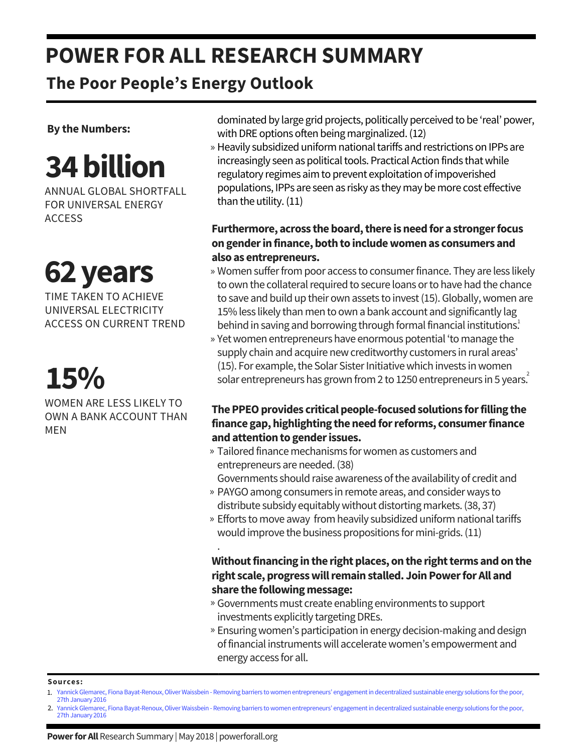# POWER FOR ALL RESEARCH SUMMARY

## The Poor People's Energy Outlook

**By the Numbers:**

**34 billion**

ANNUAL GLOBAL SHORTFALL FOR UNIVERSAL ENERGY ACCESS

**62 years**

TIME TAKEN TO ACHIEVE UNIVERSAL ELECTRICITY ACCESS ON CURRENT TREND

**15%**

WOMEN ARE LESS LIKELY TO OWN A BANK ACCOUNT THAN MEN

dominated by large grid projects, politically perceived to be 'real' power, with DRE options often being marginalized. (12)

- Heavily subsidized uniform national tariffs and restrictions on IPPs are increasingly seen as political tools. Practical Action finds that while regulatory regimes aim to prevent exploitation of impoverished populations, IPPs are seen as risky as they may be more cost effective than the utility. (11)

**Furthermore, across the board, there is need for a stronger focus on gender in finance, both to include women as consumers and also as entrepreneurs.**

- Women suffer from poor access to consumer finance. They are less likely to own the collateral required to secure loans or to have had the chance to save and build up their own assets to invest (15). Globally, women are 15% less likely than men to own a bank account and significantly lag behind in saving and borrowing through formal financial institutions.[1]
- Yet women entrepreneurs have enormous potential 'to manage the supply chain and acquire new creditworthy customers in rural areas' (15). For example, the Solar Sister Initiative which invests in women solar entrepreneurs has grown from 2 to 1250 entrepreneurs in 5 years.[2]

**The PPEO provides critical people-focused solutions for filling the finance gap, highlighting the need for reforms, consumer finance and attention to gender issues.**

- Tailored finance mechanisms for women as customers and entrepreneurs are needed. (38)
- Governments should raise awareness of the availability of credit and PAYGO among consumers in remote areas, and consider ways to distribute subsidy equitably without distorting markets. (38, 37)
- Efforts to move away from heavily subsidized uniform national tariffs would improve the business propositions for mini-grids. (11)

**Without financing in the right places, on the right terms and on the right scale, progress will remain stalled. Join Power for All and share the following message:**

- Governments must create enabling environments to support investments explicitly targeting DREs.
- Ensuring women's participation in energy decision-making and design of financial instruments will accelerate women's empowerment and energy access for all.

**Sources:**

1. Yannick Glemarec, Fiona Bayat-Renoux, Oliver Waissbein - Removing barriers to women entrepreneurs' engagement in decentralized sustainable energy solutions for the poor, 27th January 2016
2. Yannick Glemarec, Fiona Bayat-Renoux, Oliver Waissbein - Removing barriers to women entrepreneurs' engagement in decentralized sustainable energy solutions for the poor, 27th January 2016

**Power for All** Research Summary | May 2018 | powerforall.org